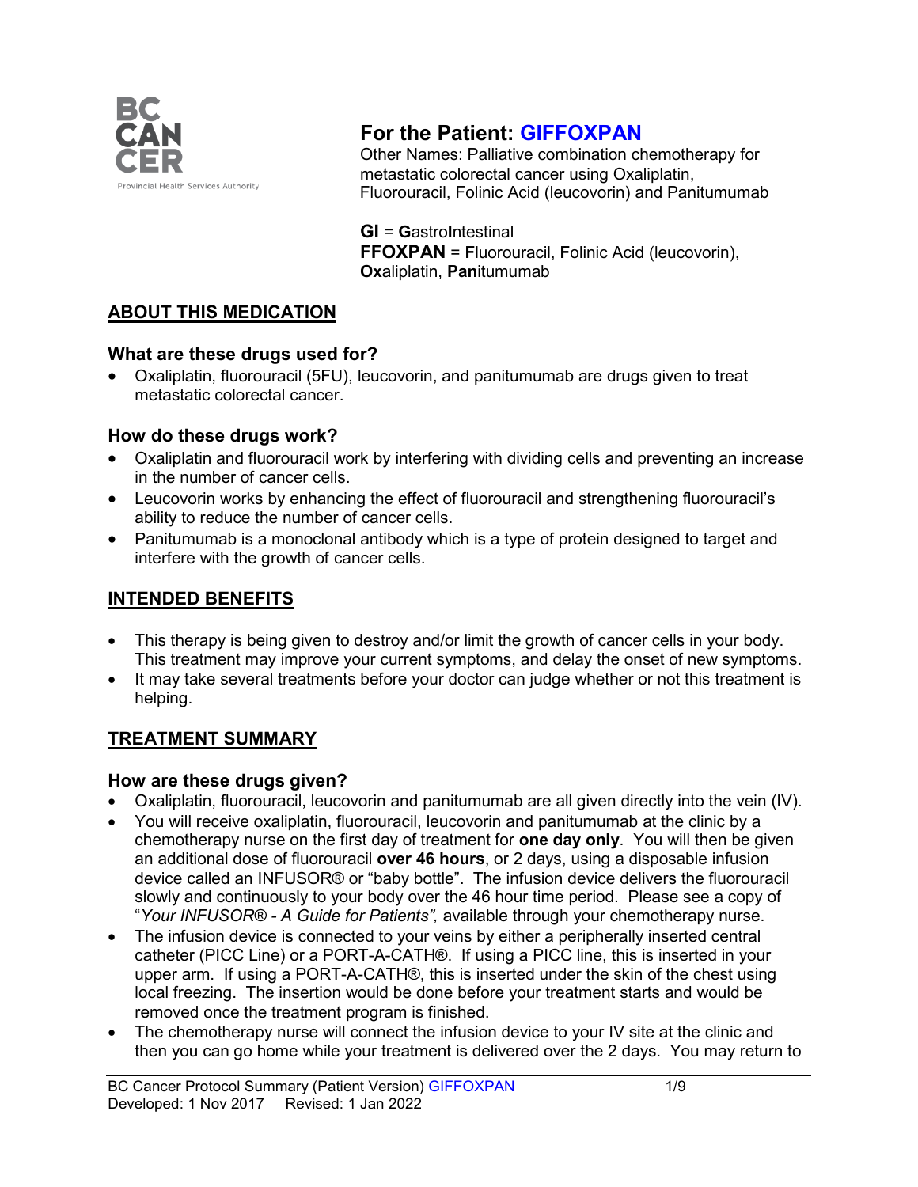BC CANCER
Provincial Health Services Authority

# For the Patient: GIFFOXPAN

Other Names: Palliative combination chemotherapy for metastatic colorectal cancer using Oxaliplatin, Fluorouracil, Folinic Acid (leucovorin) and Panitumumab

**GI** = **G**astro**I**ntestinal
**FFOXPAN** = **F**luorouracil, **F**olinic Acid (leucovorin), **Ox**aliplatin, **Pan**itumumab

## ABOUT THIS MEDICATION

### What are these drugs used for?

- Oxaliplatin, fluorouracil (5FU), leucovorin, and panitumumab are drugs given to treat metastatic colorectal cancer.

### How do these drugs work?

- Oxaliplatin and fluorouracil work by interfering with dividing cells and preventing an increase in the number of cancer cells.
- Leucovorin works by enhancing the effect of fluorouracil and strengthening fluorouracil's ability to reduce the number of cancer cells.
- Panitumumab is a monoclonal antibody which is a type of protein designed to target and interfere with the growth of cancer cells.

## INTENDED BENEFITS

- This therapy is being given to destroy and/or limit the growth of cancer cells in your body. This treatment may improve your current symptoms, and delay the onset of new symptoms.
- It may take several treatments before your doctor can judge whether or not this treatment is helping.

## TREATMENT SUMMARY

### How are these drugs given?

- Oxaliplatin, fluorouracil, leucovorin and panitumumab are all given directly into the vein (IV).
- You will receive oxaliplatin, fluorouracil, leucovorin and panitumumab at the clinic by a chemotherapy nurse on the first day of treatment for **one day only**. You will then be given an additional dose of fluorouracil **over 46 hours**, or 2 days, using a disposable infusion device called an INFUSOR® or "baby bottle". The infusion device delivers the fluorouracil slowly and continuously to your body over the 46 hour time period. Please see a copy of "*Your INFUSOR® - A Guide for Patients",* available through your chemotherapy nurse.
- The infusion device is connected to your veins by either a peripherally inserted central catheter (PICC Line) or a PORT-A-CATH®. If using a PICC line, this is inserted in your upper arm. If using a PORT-A-CATH®, this is inserted under the skin of the chest using local freezing. The insertion would be done before your treatment starts and would be removed once the treatment program is finished.
- The chemotherapy nurse will connect the infusion device to your IV site at the clinic and then you can go home while your treatment is delivered over the 2 days. You may return to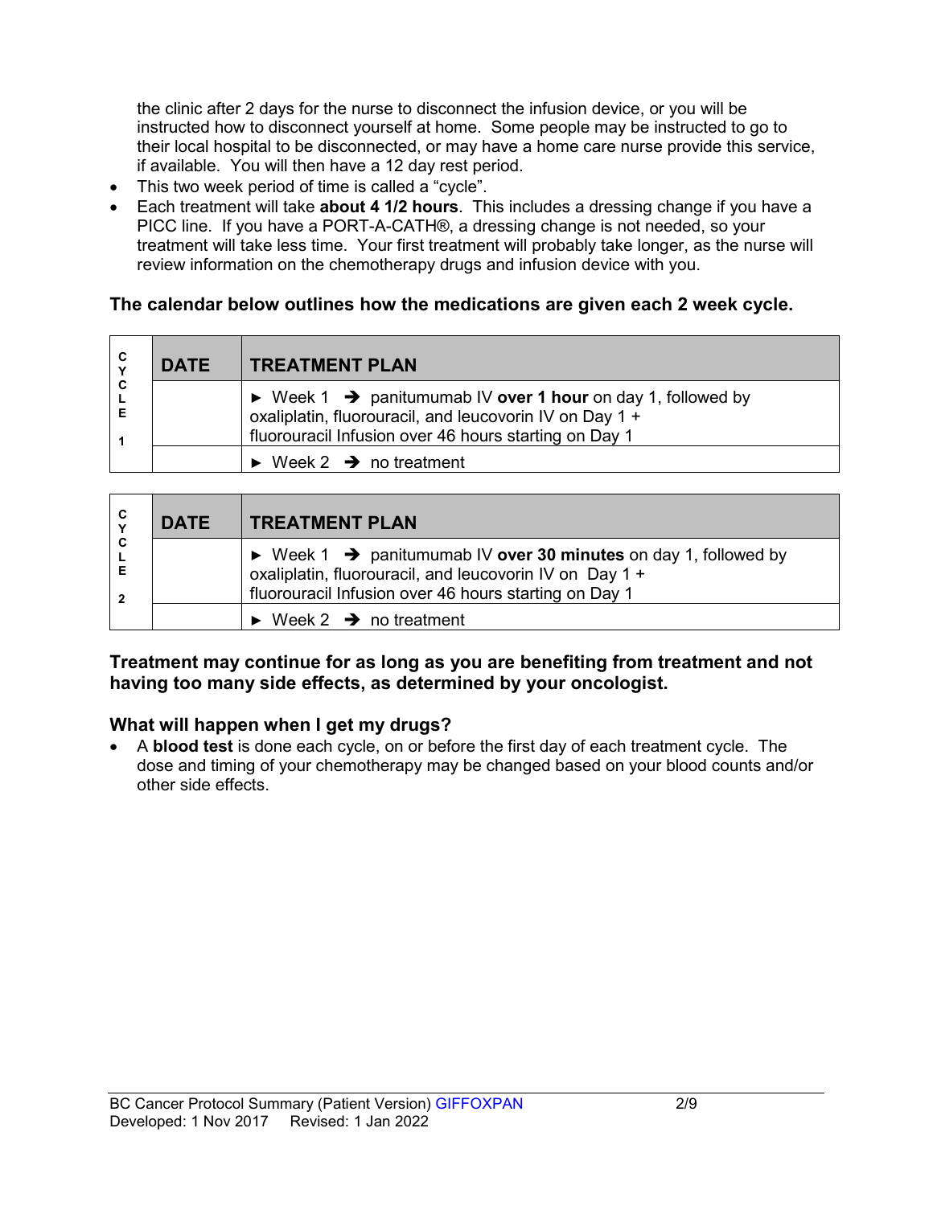the clinic after 2 days for the nurse to disconnect the infusion device, or you will be instructed how to disconnect yourself at home. Some people may be instructed to go to their local hospital to be disconnected, or may have a home care nurse provide this service, if available. You will then have a 12 day rest period.

- This two week period of time is called a "cycle".
- Each treatment will take **about 4 1/2 hours**. This includes a dressing change if you have a PICC line. If you have a PORT-A-CATH®, a dressing change is not needed, so your treatment will take less time. Your first treatment will probably take longer, as the nurse will review information on the chemotherapy drugs and infusion device with you.

**The calendar below outlines how the medications are given each 2 week cycle.**

| CYCLE 1 | DATE | TREATMENT PLAN |
|---|---|---|
| | | ► Week 1 ➔ panitumumab IV **over 1 hour** on day 1, followed by oxaliplatin, fluorouracil, and leucovorin IV on Day 1 + fluorouracil Infusion over 46 hours starting on Day 1 |
| | | ► Week 2 ➔ no treatment |

| CYCLE 2 | DATE | TREATMENT PLAN |
|---|---|---|
| | | ► Week 1 ➔ panitumumab IV **over 30 minutes** on day 1, followed by oxaliplatin, fluorouracil, and leucovorin IV on Day 1 + fluorouracil Infusion over 46 hours starting on Day 1 |
| | | ► Week 2 ➔ no treatment |

**Treatment may continue for as long as you are benefiting from treatment and not having too many side effects, as determined by your oncologist.**

### What will happen when I get my drugs?

- A **blood test** is done each cycle, on or before the first day of each treatment cycle. The dose and timing of your chemotherapy may be changed based on your blood counts and/or other side effects.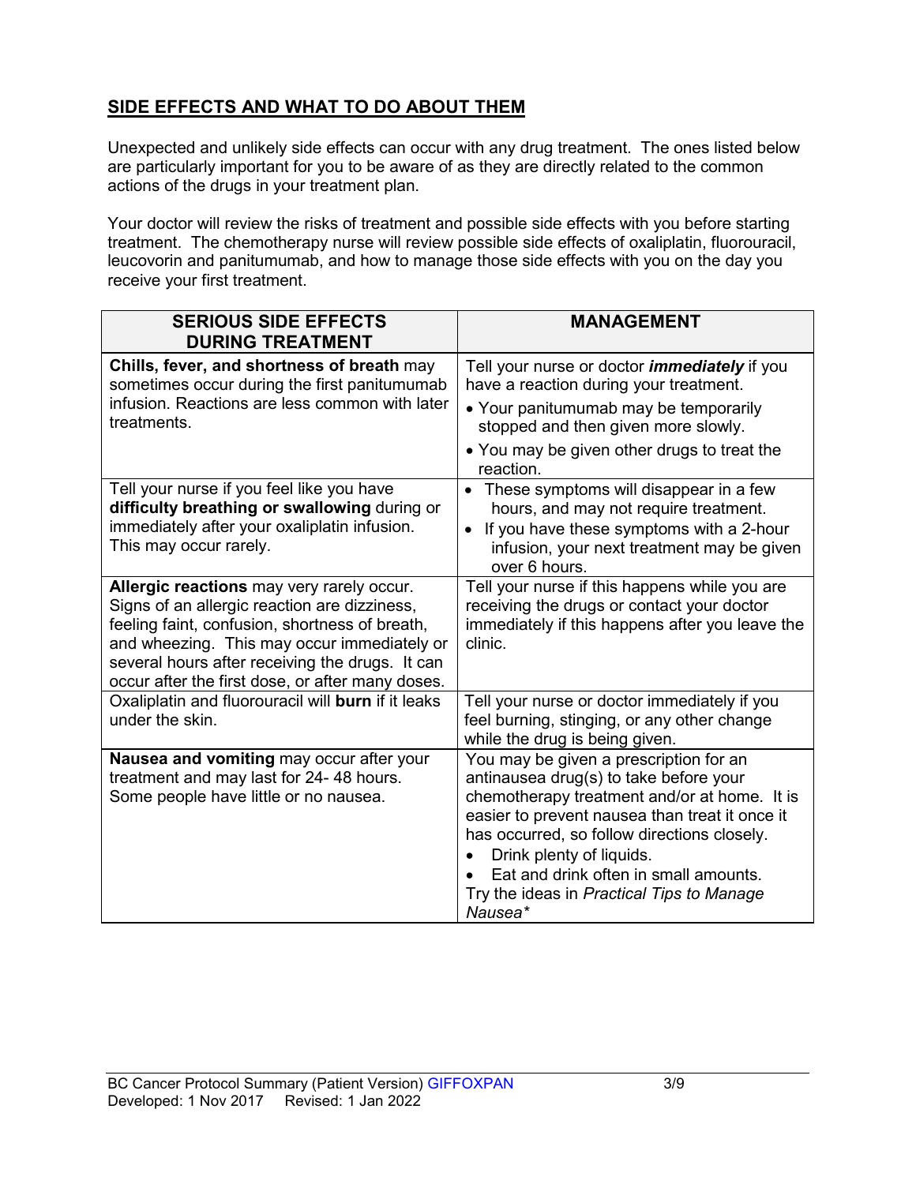## SIDE EFFECTS AND WHAT TO DO ABOUT THEM

Unexpected and unlikely side effects can occur with any drug treatment. The ones listed below are particularly important for you to be aware of as they are directly related to the common actions of the drugs in your treatment plan.

Your doctor will review the risks of treatment and possible side effects with you before starting treatment. The chemotherapy nurse will review possible side effects of oxaliplatin, fluorouracil, leucovorin and panitumumab, and how to manage those side effects with you on the day you receive your first treatment.

| SERIOUS SIDE EFFECTS DURING TREATMENT | MANAGEMENT |
|---|---|
| **Chills, fever, and shortness of breath** may sometimes occur during the first panitumumab infusion. Reactions are less common with later treatments. | Tell your nurse or doctor ***immediately*** if you have a reaction during your treatment.<br>• Your panitumumab may be temporarily stopped and then given more slowly.<br>• You may be given other drugs to treat the reaction. |
| Tell your nurse if you feel like you have **difficulty breathing or swallowing** during or immediately after your oxaliplatin infusion. This may occur rarely. | • These symptoms will disappear in a few hours, and may not require treatment.<br>• If you have these symptoms with a 2-hour infusion, your next treatment may be given over 6 hours. |
| **Allergic reactions** may very rarely occur. Signs of an allergic reaction are dizziness, feeling faint, confusion, shortness of breath, and wheezing. This may occur immediately or several hours after receiving the drugs. It can occur after the first dose, or after many doses. | Tell your nurse if this happens while you are receiving the drugs or contact your doctor immediately if this happens after you leave the clinic. |
| Oxaliplatin and fluorouracil will **burn** if it leaks under the skin. | Tell your nurse or doctor immediately if you feel burning, stinging, or any other change while the drug is being given. |
| **Nausea and vomiting** may occur after your treatment and may last for 24- 48 hours. Some people have little or no nausea. | You may be given a prescription for an antinausea drug(s) to take before your chemotherapy treatment and/or at home. It is easier to prevent nausea than treat it once it has occurred, so follow directions closely.<br>• Drink plenty of liquids.<br>• Eat and drink often in small amounts.<br>Try the ideas in *Practical Tips to Manage Nausea\** |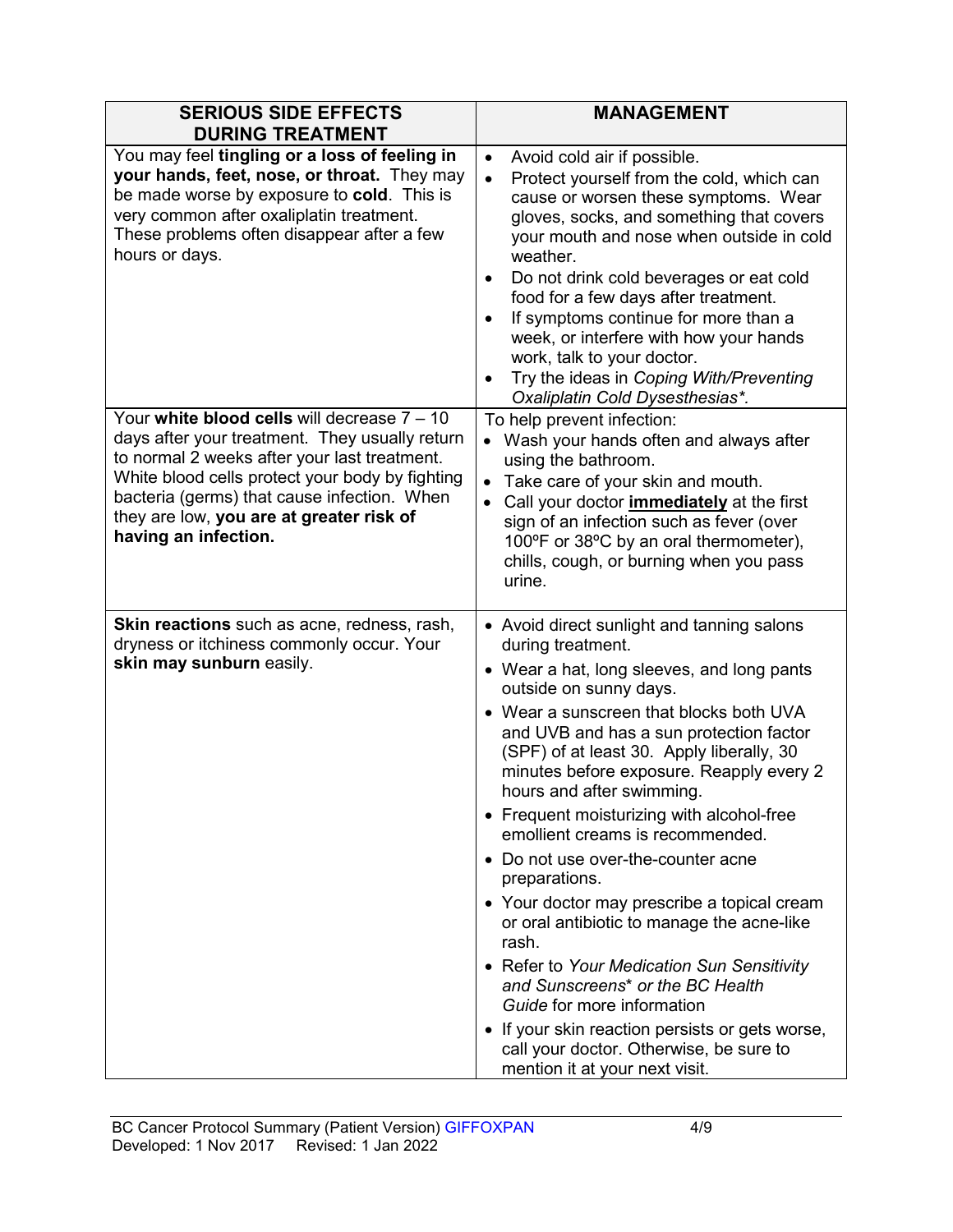| **SERIOUS SIDE EFFECTS DURING TREATMENT** | **MANAGEMENT** |
| --- | --- |
| You may feel **tingling or a loss of feeling in your hands, feet, nose, or throat.** They may be made worse by exposure to **cold**. This is very common after oxaliplatin treatment. These problems often disappear after a few hours or days. | • Avoid cold air if possible.<br>• Protect yourself from the cold, which can cause or worsen these symptoms. Wear gloves, socks, and something that covers your mouth and nose when outside in cold weather.<br>• Do not drink cold beverages or eat cold food for a few days after treatment.<br>• If symptoms continue for more than a week, or interfere with how your hands work, talk to your doctor.<br>• Try the ideas in *Coping With/Preventing Oxaliplatin Cold Dysesthesias\*.* |
| Your **white blood cells** will decrease 7 – 10 days after your treatment. They usually return to normal 2 weeks after your last treatment. White blood cells protect your body by fighting bacteria (germs) that cause infection. When they are low, **you are at greater risk of having an infection.** | To help prevent infection:<br>• Wash your hands often and always after using the bathroom.<br>• Take care of your skin and mouth.<br>• Call your doctor **immediately** at the first sign of an infection such as fever (over 100ºF or 38ºC by an oral thermometer), chills, cough, or burning when you pass urine. |
| **Skin reactions** such as acne, redness, rash, dryness or itchiness commonly occur. Your **skin may sunburn** easily. | • Avoid direct sunlight and tanning salons during treatment.<br>• Wear a hat, long sleeves, and long pants outside on sunny days.<br>• Wear a sunscreen that blocks both UVA and UVB and has a sun protection factor (SPF) of at least 30. Apply liberally, 30 minutes before exposure. Reapply every 2 hours and after swimming.<br>• Frequent moisturizing with alcohol-free emollient creams is recommended.<br>• Do not use over-the-counter acne preparations.<br>• Your doctor may prescribe a topical cream or oral antibiotic to manage the acne-like rash.<br>• Refer to *Your Medication Sun Sensitivity and Sunscreens*\* or the *BC Health Guide* for more information<br>• If your skin reaction persists or gets worse, call your doctor. Otherwise, be sure to mention it at your next visit. |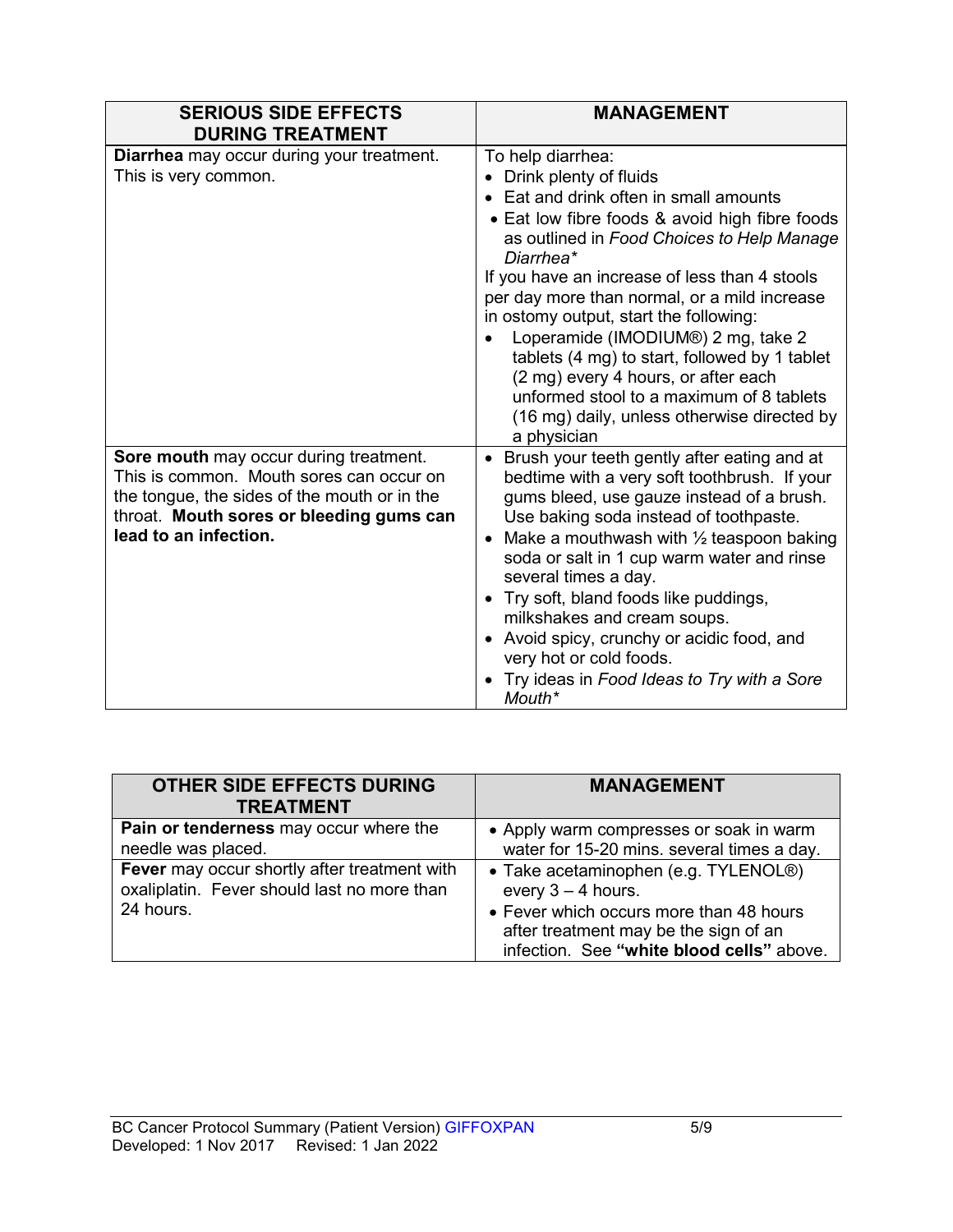| **SERIOUS SIDE EFFECTS DURING TREATMENT** | **MANAGEMENT** |
|---|---|
| **Diarrhea** may occur during your treatment. This is very common. | To help diarrhea:<br>• Drink plenty of fluids<br>• Eat and drink often in small amounts<br>• Eat low fibre foods & avoid high fibre foods as outlined in *Food Choices to Help Manage Diarrhea\**<br>If you have an increase of less than 4 stools per day more than normal, or a mild increase in ostomy output, start the following:<br>• Loperamide (IMODIUM®) 2 mg, take 2 tablets (4 mg) to start, followed by 1 tablet (2 mg) every 4 hours, or after each unformed stool to a maximum of 8 tablets (16 mg) daily, unless otherwise directed by a physician |
| **Sore mouth** may occur during treatment. This is common. Mouth sores can occur on the tongue, the sides of the mouth or in the throat. **Mouth sores or bleeding gums can lead to an infection.** | • Brush your teeth gently after eating and at bedtime with a very soft toothbrush. If your gums bleed, use gauze instead of a brush. Use baking soda instead of toothpaste.<br>• Make a mouthwash with ½ teaspoon baking soda or salt in 1 cup warm water and rinse several times a day.<br>• Try soft, bland foods like puddings, milkshakes and cream soups.<br>• Avoid spicy, crunchy or acidic food, and very hot or cold foods.<br>• Try ideas in *Food Ideas to Try with a Sore Mouth\** |

| **OTHER SIDE EFFECTS DURING TREATMENT** | **MANAGEMENT** |
|---|---|
| **Pain or tenderness** may occur where the needle was placed. | • Apply warm compresses or soak in warm water for 15-20 mins. several times a day. |
| **Fever** may occur shortly after treatment with oxaliplatin. Fever should last no more than 24 hours. | • Take acetaminophen (e.g. TYLENOL®) every 3 – 4 hours.<br>• Fever which occurs more than 48 hours after treatment may be the sign of an infection. See **"white blood cells"** above. |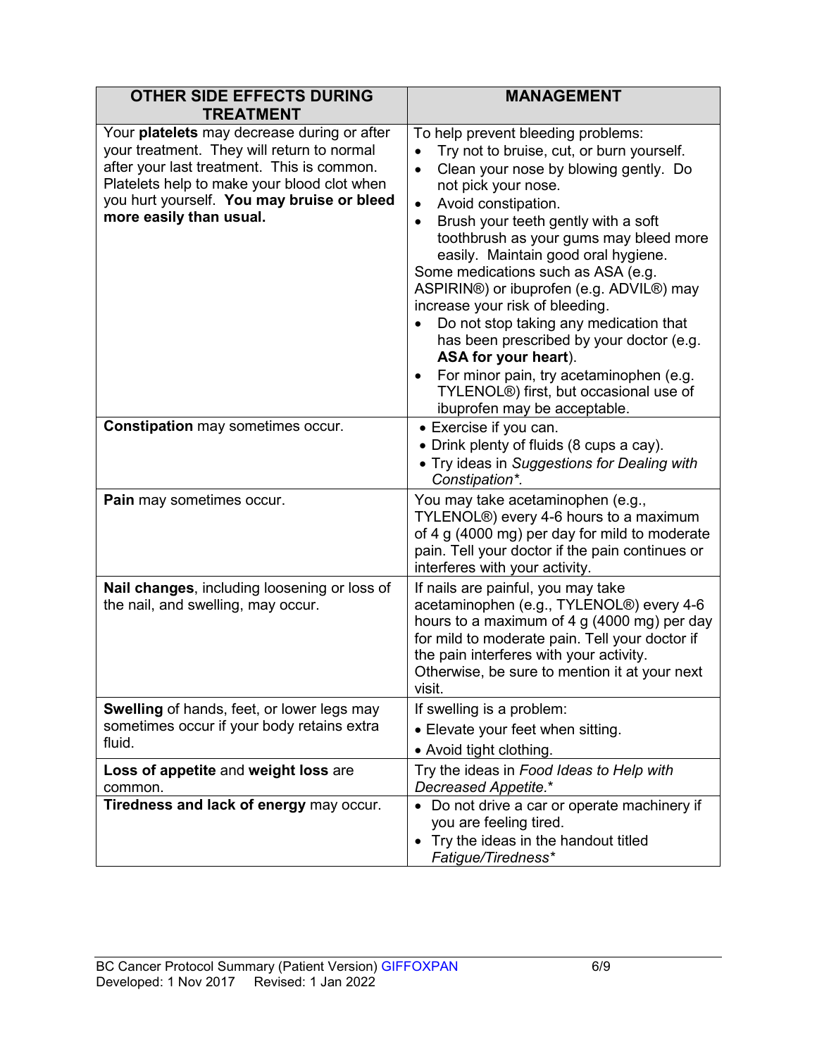| OTHER SIDE EFFECTS DURING TREATMENT | MANAGEMENT |
| --- | --- |
| Your **platelets** may decrease during or after your treatment. They will return to normal after your last treatment. This is common. Platelets help to make your blood clot when you hurt yourself. **You may bruise or bleed more easily than usual.** | To help prevent bleeding problems:<br>• Try not to bruise, cut, or burn yourself.<br>• Clean your nose by blowing gently. Do not pick your nose.<br>• Avoid constipation.<br>• Brush your teeth gently with a soft toothbrush as your gums may bleed more easily. Maintain good oral hygiene.<br>Some medications such as ASA (e.g. ASPIRIN®) or ibuprofen (e.g. ADVIL®) may increase your risk of bleeding.<br>• Do not stop taking any medication that has been prescribed by your doctor (e.g. **ASA for your heart**).<br>• For minor pain, try acetaminophen (e.g. TYLENOL®) first, but occasional use of ibuprofen may be acceptable. |
| **Constipation** may sometimes occur. | • Exercise if you can.<br>• Drink plenty of fluids (8 cups a cay).<br>• Try ideas in *Suggestions for Dealing with Constipation**. |
| **Pain** may sometimes occur. | You may take acetaminophen (e.g., TYLENOL®) every 4-6 hours to a maximum of 4 g (4000 mg) per day for mild to moderate pain. Tell your doctor if the pain continues or interferes with your activity. |
| **Nail changes**, including loosening or loss of the nail, and swelling, may occur. | If nails are painful, you may take acetaminophen (e.g., TYLENOL®) every 4-6 hours to a maximum of 4 g (4000 mg) per day for mild to moderate pain. Tell your doctor if the pain interferes with your activity. Otherwise, be sure to mention it at your next visit. |
| **Swelling** of hands, feet, or lower legs may sometimes occur if your body retains extra fluid. | If swelling is a problem:<br>• Elevate your feet when sitting.<br>• Avoid tight clothing. |
| **Loss of appetite** and **weight loss** are common. | Try the ideas in *Food Ideas to Help with Decreased Appetite.** |
| **Tiredness and lack of energy** may occur. | • Do not drive a car or operate machinery if you are feeling tired.<br>• Try the ideas in the handout titled *Fatigue/Tiredness** |

BC Cancer Protocol Summary (Patient Version) GIFFOXPAN
Developed: 1 Nov 2017 Revised: 1 Jan 2022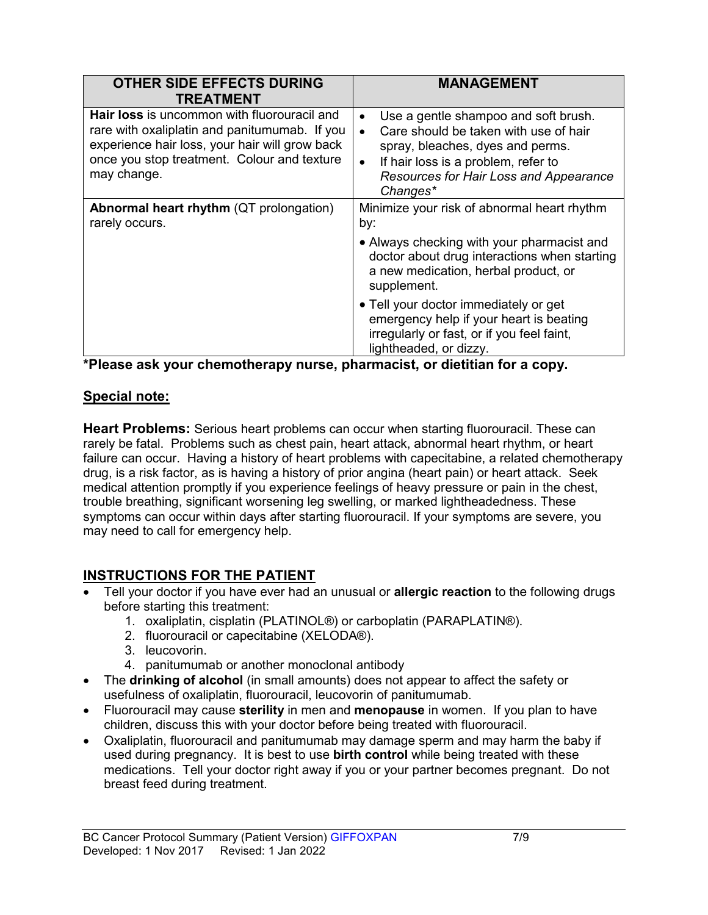| OTHER SIDE EFFECTS DURING TREATMENT | MANAGEMENT |
|---|---|
| **Hair loss** is uncommon with fluorouracil and rare with oxaliplatin and panitumumab. If you experience hair loss, your hair will grow back once you stop treatment. Colour and texture may change. | • Use a gentle shampoo and soft brush.<br>• Care should be taken with use of hair spray, bleaches, dyes and perms.<br>• If hair loss is a problem, refer to *Resources for Hair Loss and Appearance Changes** |
| **Abnormal heart rhythm** (QT prolongation) rarely occurs. | Minimize your risk of abnormal heart rhythm by:<br>• Always checking with your pharmacist and doctor about drug interactions when starting a new medication, herbal product, or supplement.<br>• Tell your doctor immediately or get emergency help if your heart is beating irregularly or fast, or if you feel faint, lightheaded, or dizzy. |

***Please ask your chemotherapy nurse, pharmacist, or dietitian for a copy.**

## Special note:

**Heart Problems:** Serious heart problems can occur when starting fluorouracil. These can rarely be fatal. Problems such as chest pain, heart attack, abnormal heart rhythm, or heart failure can occur. Having a history of heart problems with capecitabine, a related chemotherapy drug, is a risk factor, as is having a history of prior angina (heart pain) or heart attack. Seek medical attention promptly if you experience feelings of heavy pressure or pain in the chest, trouble breathing, significant worsening leg swelling, or marked lightheadedness. These symptoms can occur within days after starting fluorouracil. If your symptoms are severe, you may need to call for emergency help.

## INSTRUCTIONS FOR THE PATIENT

- Tell your doctor if you have ever had an unusual or **allergic reaction** to the following drugs before starting this treatment:
  1. oxaliplatin, cisplatin (PLATINOL®) or carboplatin (PARAPLATIN®).
  2. fluorouracil or capecitabine (XELODA®).
  3. leucovorin.
  4. panitumumab or another monoclonal antibody
- The **drinking of alcohol** (in small amounts) does not appear to affect the safety or usefulness of oxaliplatin, fluorouracil, leucovorin of panitumumab.
- Fluorouracil may cause **sterility** in men and **menopause** in women. If you plan to have children, discuss this with your doctor before being treated with fluorouracil.
- Oxaliplatin, fluorouracil and panitumumab may damage sperm and may harm the baby if used during pregnancy. It is best to use **birth control** while being treated with these medications. Tell your doctor right away if you or your partner becomes pregnant. Do not breast feed during treatment.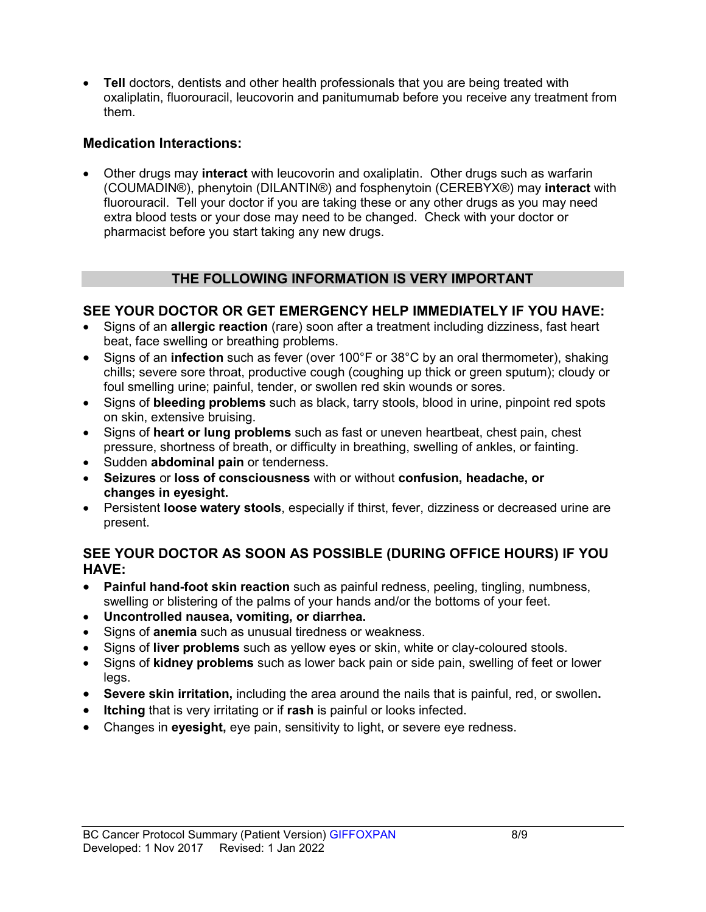- **Tell** doctors, dentists and other health professionals that you are being treated with oxaliplatin, fluorouracil, leucovorin and panitumumab before you receive any treatment from them.

### Medication Interactions:

- Other drugs may **interact** with leucovorin and oxaliplatin. Other drugs such as warfarin (COUMADIN®), phenytoin (DILANTIN®) and fosphenytoin (CEREBYX®) may **interact** with fluorouracil. Tell your doctor if you are taking these or any other drugs as you may need extra blood tests or your dose may need to be changed. Check with your doctor or pharmacist before you start taking any new drugs.

## THE FOLLOWING INFORMATION IS VERY IMPORTANT

### SEE YOUR DOCTOR OR GET EMERGENCY HELP IMMEDIATELY IF YOU HAVE:

- Signs of an **allergic reaction** (rare) soon after a treatment including dizziness, fast heart beat, face swelling or breathing problems.
- Signs of an **infection** such as fever (over 100°F or 38°C by an oral thermometer), shaking chills; severe sore throat, productive cough (coughing up thick or green sputum); cloudy or foul smelling urine; painful, tender, or swollen red skin wounds or sores.
- Signs of **bleeding problems** such as black, tarry stools, blood in urine, pinpoint red spots on skin, extensive bruising.
- Signs of **heart or lung problems** such as fast or uneven heartbeat, chest pain, chest pressure, shortness of breath, or difficulty in breathing, swelling of ankles, or fainting.
- Sudden **abdominal pain** or tenderness.
- **Seizures** or **loss of consciousness** with or without **confusion, headache, or changes in eyesight.**
- Persistent **loose watery stools**, especially if thirst, fever, dizziness or decreased urine are present.

### SEE YOUR DOCTOR AS SOON AS POSSIBLE (DURING OFFICE HOURS) IF YOU HAVE:

- **Painful hand-foot skin reaction** such as painful redness, peeling, tingling, numbness, swelling or blistering of the palms of your hands and/or the bottoms of your feet.
- **Uncontrolled nausea, vomiting, or diarrhea.**
- Signs of **anemia** such as unusual tiredness or weakness.
- Signs of **liver problems** such as yellow eyes or skin, white or clay-coloured stools.
- Signs of **kidney problems** such as lower back pain or side pain, swelling of feet or lower legs.
- **Severe skin irritation,** including the area around the nails that is painful, red, or swollen**.**
- **Itching** that is very irritating or if **rash** is painful or looks infected.
- Changes in **eyesight,** eye pain, sensitivity to light, or severe eye redness.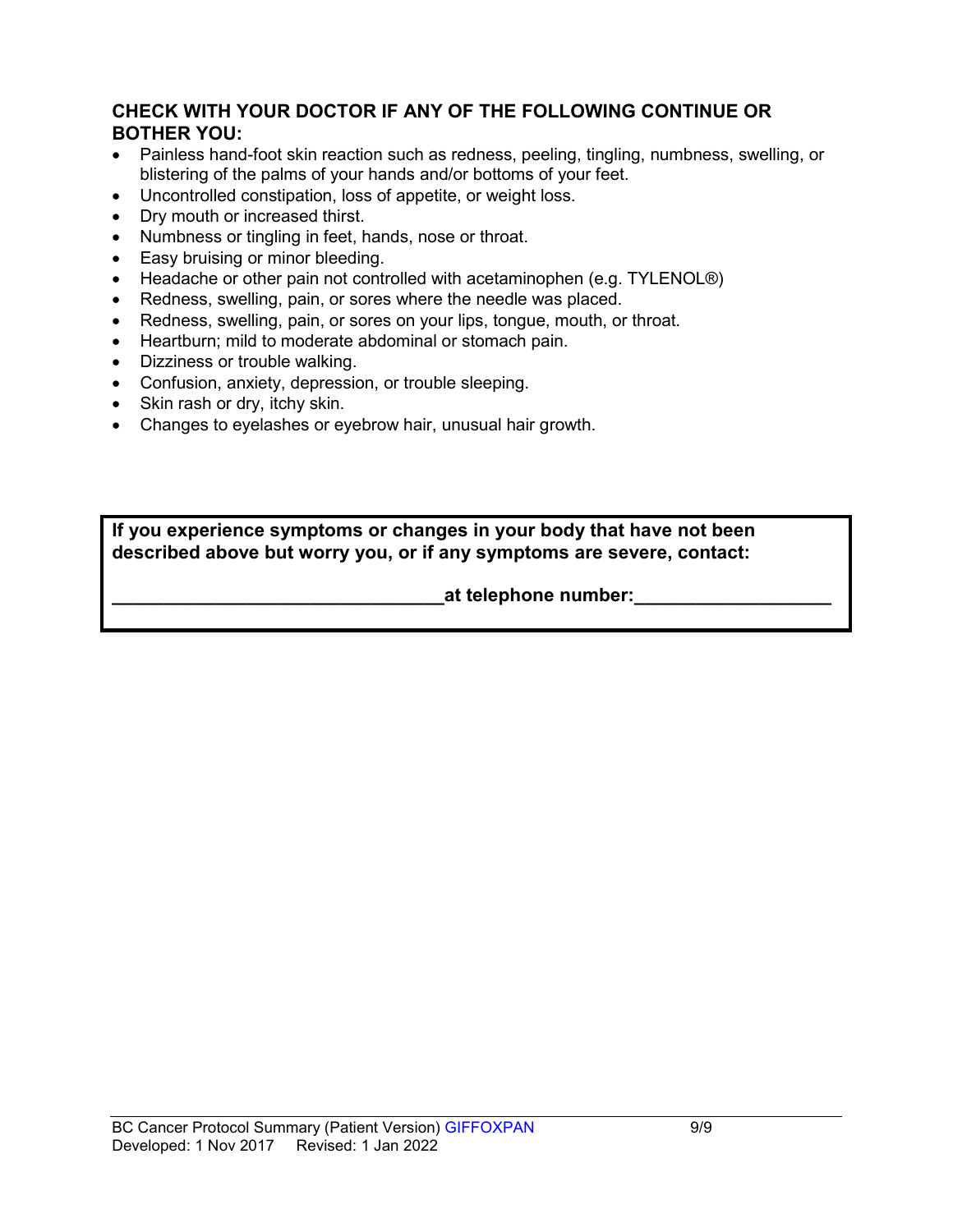**CHECK WITH YOUR DOCTOR IF ANY OF THE FOLLOWING CONTINUE OR BOTHER YOU:**

- Painless hand-foot skin reaction such as redness, peeling, tingling, numbness, swelling, or blistering of the palms of your hands and/or bottoms of your feet.
- Uncontrolled constipation, loss of appetite, or weight loss.
- Dry mouth or increased thirst.
- Numbness or tingling in feet, hands, nose or throat.
- Easy bruising or minor bleeding.
- Headache or other pain not controlled with acetaminophen (e.g. TYLENOL®)
- Redness, swelling, pain, or sores where the needle was placed.
- Redness, swelling, pain, or sores on your lips, tongue, mouth, or throat.
- Heartburn; mild to moderate abdominal or stomach pain.
- Dizziness or trouble walking.
- Confusion, anxiety, depression, or trouble sleeping.
- Skin rash or dry, itchy skin.
- Changes to eyelashes or eyebrow hair, unusual hair growth.

**If you experience symptoms or changes in your body that have not been described above but worry you, or if any symptoms are severe, contact:**

**________________________________at telephone number:___________________**